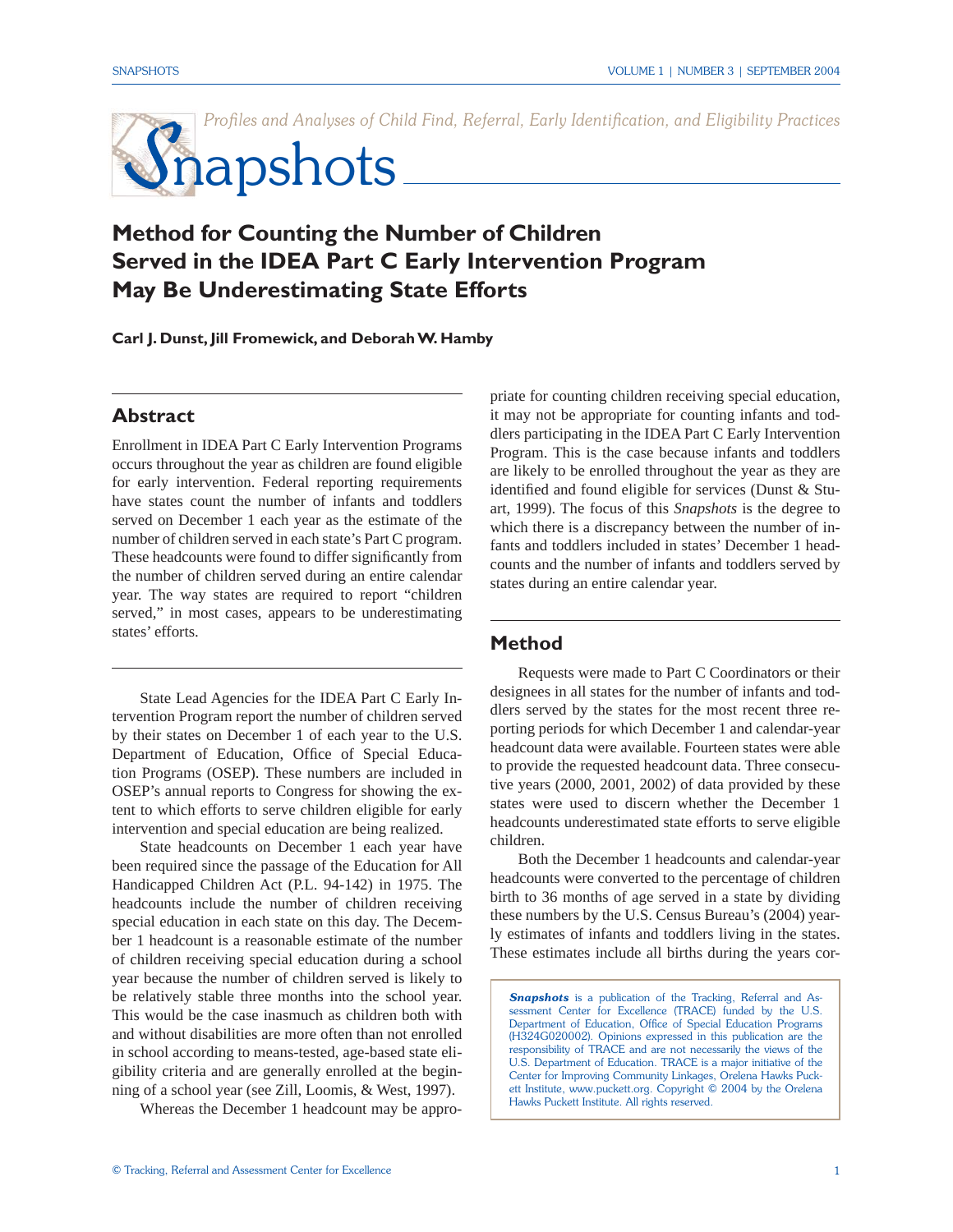*Profiles and Analyses of Child Find, Referral, Early Identification, and Eligibility Practices*

# Snapshots

## Method for Counting the Number of Children Served in the IDEA Part C Early Intervention Program May Be Underestimating State Efforts

**Carl J. Dunst, Jill Fromewick, and Deborah W. Hamby**

## Abstract

Enrollment in IDEA Part C Early Intervention Programs occurs throughout the year as children are found eligible for early intervention. Federal reporting requirements have states count the number of infants and toddlers served on December 1 each year as the estimate of the number of children served in each state's Part C program. These headcounts were found to differ significantly from the number of children served during an entire calendar year. The way states are required to report "children served," in most cases, appears to be underestimating states' efforts.

State Lead Agencies for the IDEA Part C Early Intervention Program report the number of children served by their states on December 1 of each year to the U.S. Department of Education, Office of Special Education Programs (OSEP). These numbers are included in OSEP's annual reports to Congress for showing the extent to which efforts to serve children eligible for early intervention and special education are being realized.

State headcounts on December 1 each year have been required since the passage of the Education for All Handicapped Children Act (P.L. 94-142) in 1975. The headcounts include the number of children receiving special education in each state on this day. The December 1 headcount is a reasonable estimate of the number of children receiving special education during a school year because the number of children served is likely to be relatively stable three months into the school year. This would be the case inasmuch as children both with and without disabilities are more often than not enrolled in school according to means-tested, age-based state eligibility criteria and are generally enrolled at the beginning of a school year (see Zill, Loomis, & West, 1997).

Whereas the December 1 headcount may be appropriate for counting children receiving special education, it may not be appropriate for counting infants and toddlers participating in the IDEA Part C Early Intervention Program. This is the case because infants and toddlers are likely to be enrolled throughout the year as they are identified and found eligible for services (Dunst & Stuart, 1999). The focus of this *Snapshots* is the degree to which there is a discrepancy between the number of infants and toddlers included in states' December 1 headcounts and the number of infants and toddlers served by states during an entire calendar year.

## Method

Requests were made to Part C Coordinators or their designees in all states for the number of infants and toddlers served by the states for the most recent three reporting periods for which December 1 and calendar-year headcount data were available. Fourteen states were able to provide the requested headcount data. Three consecutive years (2000, 2001, 2002) of data provided by these states were used to discern whether the December 1 headcounts underestimated state efforts to serve eligible children.

Both the December 1 headcounts and calendar-year headcounts were converted to the percentage of children birth to 36 months of age served in a state by dividing these numbers by the U.S. Census Bureau's (2004) yearly estimates of infants and toddlers living in the states. These estimates include all births during the years cor-

***Snapshots*** is a publication of the Tracking, Referral and Assessment Center for Excellence (TRACE) funded by the U.S. Department of Education, Office of Special Education Programs (H324G020002). Opinions expressed in this publication are the responsibility of TRACE and are not necessarily the views of the U.S. Department of Education. TRACE is a major initiative of the Center for Improving Community Linkages, Orelena Hawks Puckett Institute, www.puckett.org. Copyright © 2004 by the Orelena Hawks Puckett Institute. All rights reserved.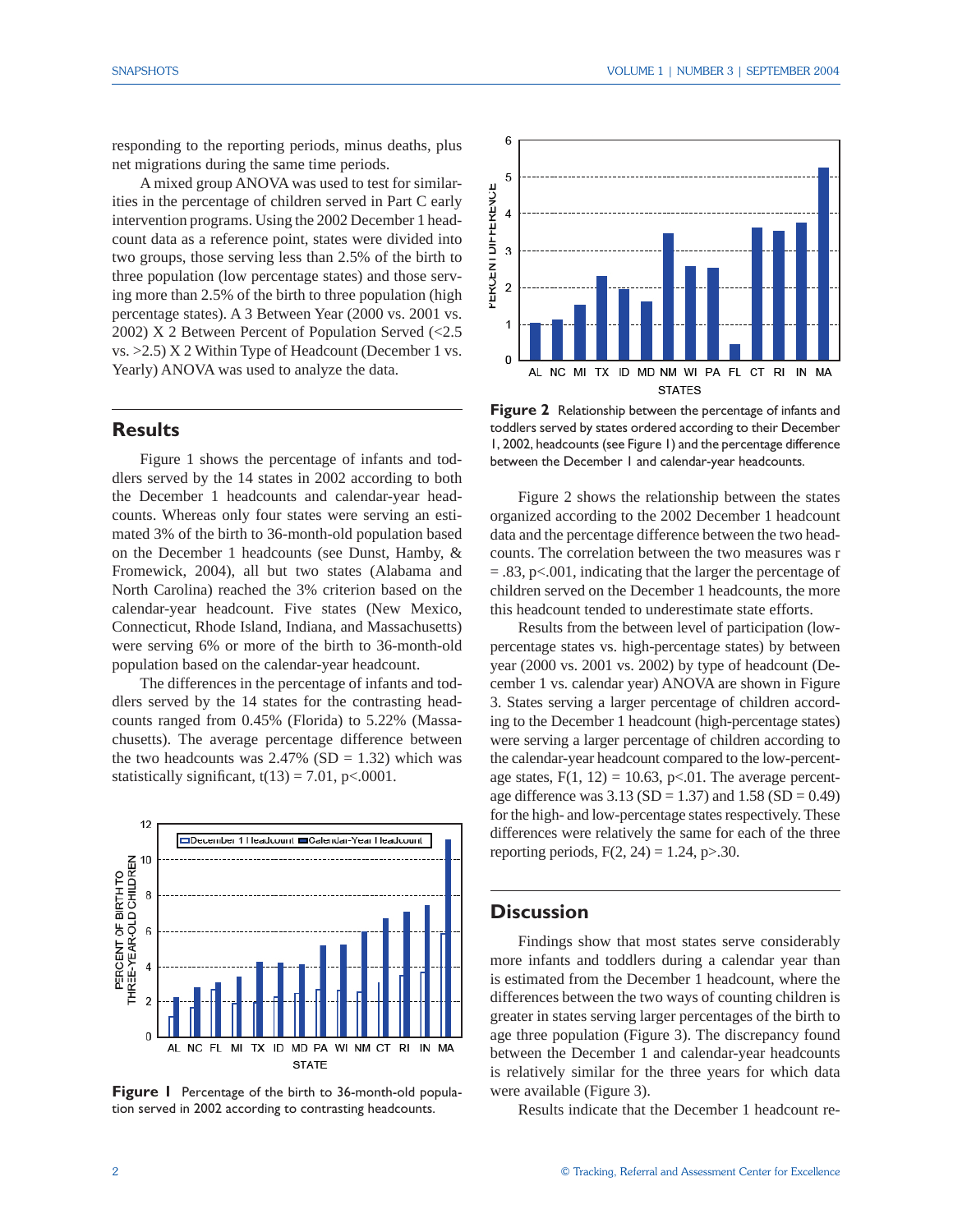responding to the reporting periods, minus deaths, plus net migrations during the same time periods.

A mixed group ANOVA was used to test for similarities in the percentage of children served in Part C early intervention programs. Using the 2002 December 1 headcount data as a reference point, states were divided into two groups, those serving less than 2.5% of the birth to three population (low percentage states) and those serving more than 2.5% of the birth to three population (high percentage states). A 3 Between Year (2000 vs. 2001 vs. 2002) X 2 Between Percent of Population Served (<2.5 vs. >2.5) X 2 Within Type of Headcount (December 1 vs. Yearly) ANOVA was used to analyze the data.

## Results

Figure 1 shows the percentage of infants and toddlers served by the 14 states in 2002 according to both the December 1 headcounts and calendar-year headcounts. Whereas only four states were serving an estimated 3% of the birth to 36-month-old population based on the December 1 headcounts (see Dunst, Hamby, & Fromewick, 2004), all but two states (Alabama and North Carolina) reached the 3% criterion based on the calendar-year headcount. Five states (New Mexico, Connecticut, Rhode Island, Indiana, and Massachusetts) were serving 6% or more of the birth to 36-month-old population based on the calendar-year headcount.

The differences in the percentage of infants and toddlers served by the 14 states for the contrasting headcounts ranged from 0.45% (Florida) to 5.22% (Massachusetts). The average percentage difference between the two headcounts was 2.47% (SD = 1.32) which was statistically significant, $t(13) = 7.01$, $p<.0001$.

**Figure 1** Percentage of the birth to 36-month-old population served in 2002 according to contrasting headcounts.

**Figure 2** Relationship between the percentage of infants and toddlers served by states ordered according to their December 1, 2002, headcounts (see Figure 1) and the percentage difference between the December 1 and calendar-year headcounts.

Figure 2 shows the relationship between the states organized according to the 2002 December 1 headcount data and the percentage difference between the two headcounts. The correlation between the two measures was $r = .83$, $p<.001$, indicating that the larger the percentage of children served on the December 1 headcounts, the more this headcount tended to underestimate state efforts.

Results from the between level of participation (low-percentage states vs. high-percentage states) by between year (2000 vs. 2001 vs. 2002) by type of headcount (December 1 vs. calendar year) ANOVA are shown in Figure 3. States serving a larger percentage of children according to the December 1 headcount (high-percentage states) were serving a larger percentage of children according to the calendar-year headcount compared to the low-percentage states, $F(1, 12) = 10.63$, $p<.01$. The average percentage difference was 3.13 (SD = 1.37) and 1.58 (SD = 0.49) for the high- and low-percentage states respectively. These differences were relatively the same for each of the three reporting periods, $F(2, 24) = 1.24$, $p>.30$.

## Discussion

Findings show that most states serve considerably more infants and toddlers during a calendar year than is estimated from the December 1 headcount, where the differences between the two ways of counting children is greater in states serving larger percentages of the birth to age three population (Figure 3). The discrepancy found between the December 1 and calendar-year headcounts is relatively similar for the three years for which data were available (Figure 3).

Results indicate that the December 1 headcount re-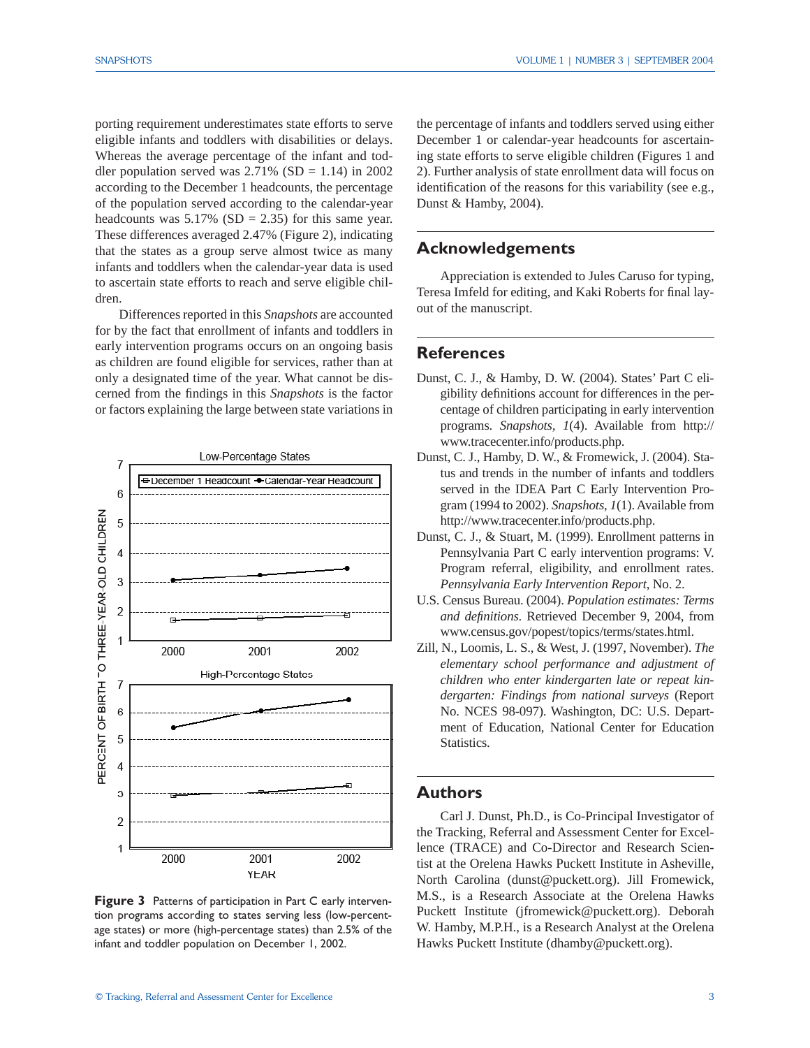porting requirement underestimates state efforts to serve eligible infants and toddlers with disabilities or delays. Whereas the average percentage of the infant and toddler population served was 2.71% (SD = 1.14) in 2002 according to the December 1 headcounts, the percentage of the population served according to the calendar-year headcounts was 5.17% (SD = 2.35) for this same year. These differences averaged 2.47% (Figure 2), indicating that the states as a group serve almost twice as many infants and toddlers when the calendar-year data is used to ascertain state efforts to reach and serve eligible children.

Differences reported in this *Snapshots* are accounted for by the fact that enrollment of infants and toddlers in early intervention programs occurs on an ongoing basis as children are found eligible for services, rather than at only a designated time of the year. What cannot be discerned from the findings in this *Snapshots* is the factor or factors explaining the large between state variations in the percentage of infants and toddlers served using either December 1 or calendar-year headcounts for ascertaining state efforts to serve eligible children (Figures 1 and 2). Further analysis of state enrollment data will focus on identification of the reasons for this variability (see e.g., Dunst & Hamby, 2004).

Low-Percentage States

December 1 Headcount
Calendar-Year Headcount

PERCENT OF BIRTH TO THREE-YEAR-OLD CHILDREN

7
6
5
4
3
2
1

2000
2001
2002

High-Percentage States

7
6
5
4
3
2
1

2000
2001
2002

YEAR

**Figure 3** Patterns of participation in Part C early intervention programs according to states serving less (low-percentage states) or more (high-percentage states) than 2.5% of the infant and toddler population on December 1, 2002.

## Acknowledgements

Appreciation is extended to Jules Caruso for typing, Teresa Imfeld for editing, and Kaki Roberts for final layout of the manuscript.

## References

Dunst, C. J., & Hamby, D. W. (2004). States' Part C eligibility definitions account for differences in the percentage of children participating in early intervention programs. *Snapshots, 1*(4). Available from http://www.tracecenter.info/products.php.

Dunst, C. J., Hamby, D. W., & Fromewick, J. (2004). Status and trends in the number of infants and toddlers served in the IDEA Part C Early Intervention Program (1994 to 2002). *Snapshots, 1*(1). Available from http://www.tracecenter.info/products.php.

Dunst, C. J., & Stuart, M. (1999). Enrollment patterns in Pennsylvania Part C early intervention programs: V. Program referral, eligibility, and enrollment rates. *Pennsylvania Early Intervention Report*, No. 2.

U.S. Census Bureau. (2004). *Population estimates: Terms and definitions.* Retrieved December 9, 2004, from www.census.gov/popest/topics/terms/states.html.

Zill, N., Loomis, L. S., & West, J. (1997, November). *The elementary school performance and adjustment of children who enter kindergarten late or repeat kindergarten: Findings from national surveys* (Report No. NCES 98-097). Washington, DC: U.S. Department of Education, National Center for Education Statistics.

## Authors

Carl J. Dunst, Ph.D., is Co-Principal Investigator of the Tracking, Referral and Assessment Center for Excellence (TRACE) and Co-Director and Research Scientist at the Orelena Hawks Puckett Institute in Asheville, North Carolina (dunst@puckett.org). Jill Fromewick, M.S., is a Research Associate at the Orelena Hawks Puckett Institute (jfromewick@puckett.org). Deborah W. Hamby, M.P.H., is a Research Analyst at the Orelena Hawks Puckett Institute (dhamby@puckett.org).